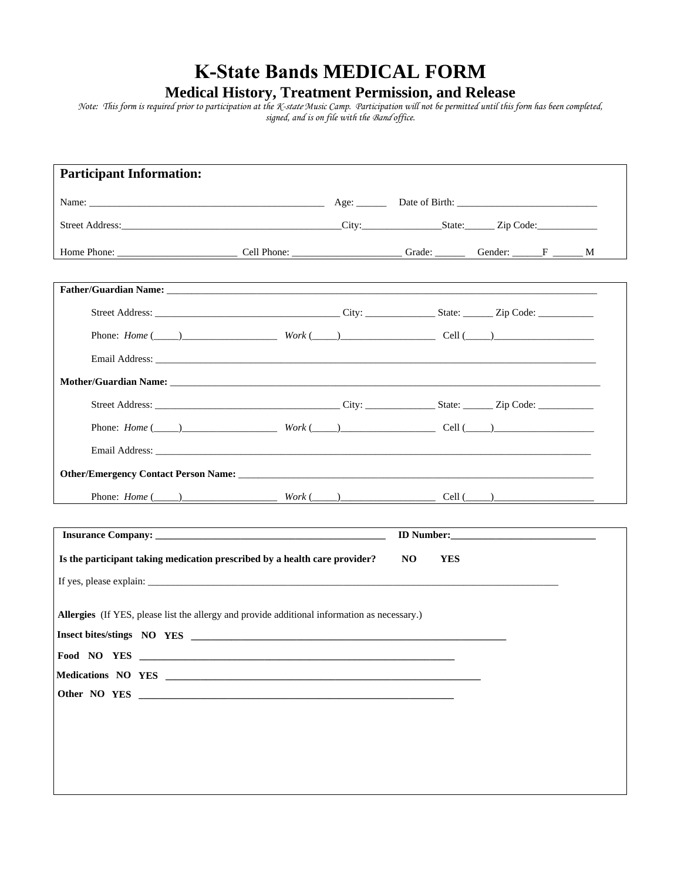# K-State Bands MEDICAL FORM

## Medical History, Treatment Permission, and Release

*Note: This form is required prior to participation at the K-state Music Camp. Participation will not be permitted until this form has been completed, signed, and is on file with the Band office.*

### Participant Information:

Name: _______________________________________________ Age: ______ Date of Birth: ____________________________

Street Address:___________________________________________City:_______________State:______ Zip Code:____________

Home Phone: _______________________ Cell Phone: _____________________ Grade: ______ Gender: ______F ______ M

---

**Father/Guardian Name:** _______________________________________________________________________________

Street Address: ____________________________________ City: ______________ State: ______ Zip Code: ___________

Phone: *Home* (_____)__________________ *Work* (_____)__________________ Cell (_____)___________________

Email Address: ______________________________________________________________________________________

**Mother/Guardian Name:** _______________________________________________________________________________

Street Address: ____________________________________ City: ______________ State: ______ Zip Code: ___________

Phone: *Home* (_____)__________________ *Work* (_____)__________________ Cell (_____)___________________

Email Address: ______________________________________________________________________________________

**Other/Emergency Contact Person Name:** ______________________________________________________________

Phone: *Home* (_____)__________________ *Work* (_____)__________________ Cell (_____)___________________

---

**Insurance Company: ______________________________________________ ID Number:____________________________**

**Is the participant taking medication prescribed by a health care provider? NO YES**

If yes, please explain: ___________________________________________________________________________________

**Allergies** (If YES, please list the allergy and provide additional information as necessary.)

**Insert bites/stings NO YES** ______________________________________________________________

**Food NO YES** ______________________________________________________________

**Medications NO YES** ______________________________________________________________

**Other NO YES** ______________________________________________________________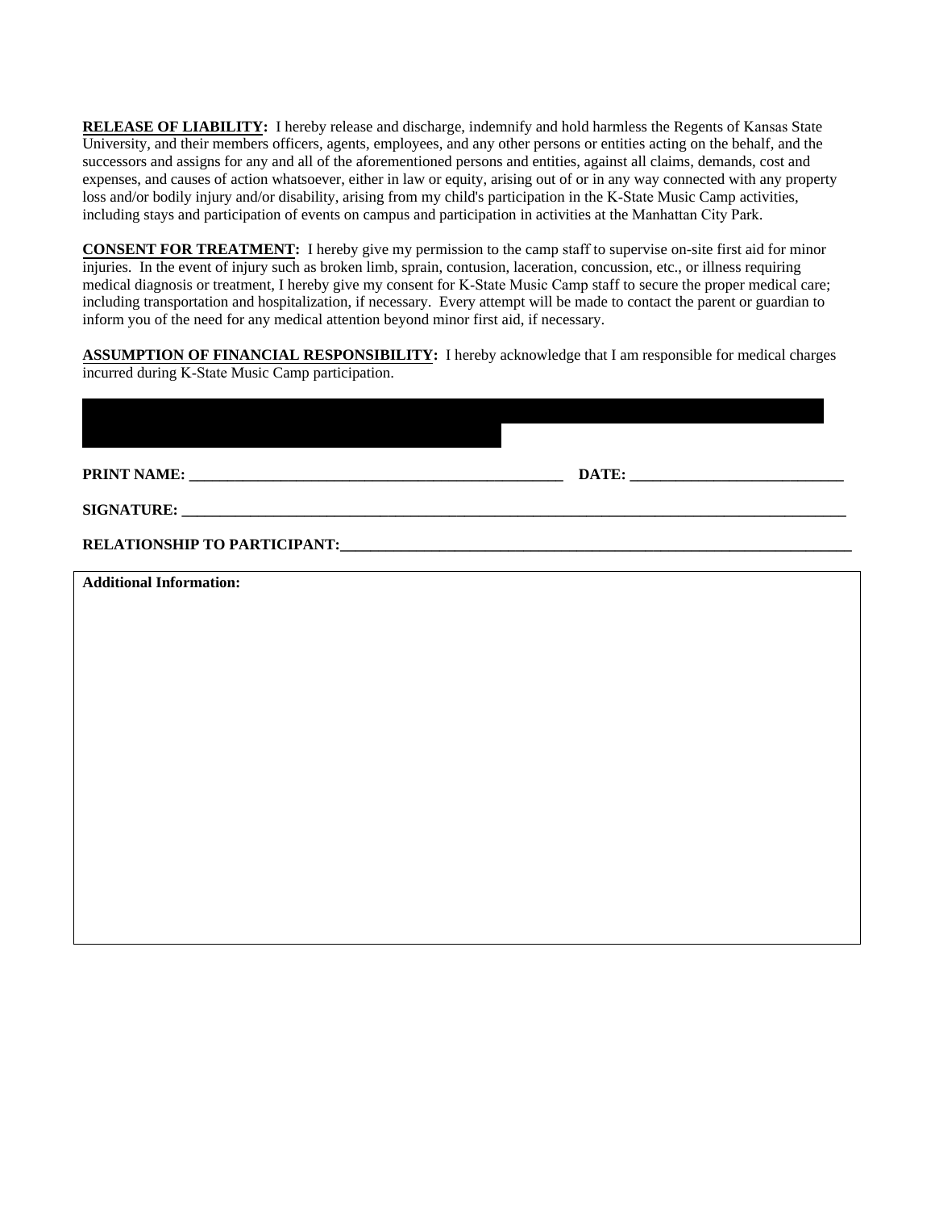**<u>RELEASE OF LIABILITY</u>:** I hereby release and discharge, indemnify and hold harmless the Regents of Kansas State University, and their members officers, agents, employees, and any other persons or entities acting on the behalf, and the successors and assigns for any and all of the aforementioned persons and entities, against all claims, demands, cost and expenses, and causes of action whatsoever, either in law or equity, arising out of or in any way connected with any property loss and/or bodily injury and/or disability, arising from my child's participation in the K-State Music Camp activities, including stays and participation of events on campus and participation in activities at the Manhattan City Park.

**<u>CONSENT FOR TREATMENT</u>:** I hereby give my permission to the camp staff to supervise on-site first aid for minor injuries. In the event of injury such as broken limb, sprain, contusion, laceration, concussion, etc., or illness requiring medical diagnosis or treatment, I hereby give my consent for K-State Music Camp staff to secure the proper medical care; including transportation and hospitalization, if necessary. Every attempt will be made to contact the parent or guardian to inform you of the need for any medical attention beyond minor first aid, if necessary.

**<u>ASSUMPTION OF FINANCIAL RESPONSIBILITY</u>:** I hereby acknowledge that I am responsible for medical charges incurred during K-State Music Camp participation.

**PRINT NAME: ________________________________________________ DATE: ____________________________**

**SIGNATURE: ________________________________________________________________________________________**

**RELATIONSHIP TO PARTICIPANT:___________________________________________________________________**

**Additional Information:**